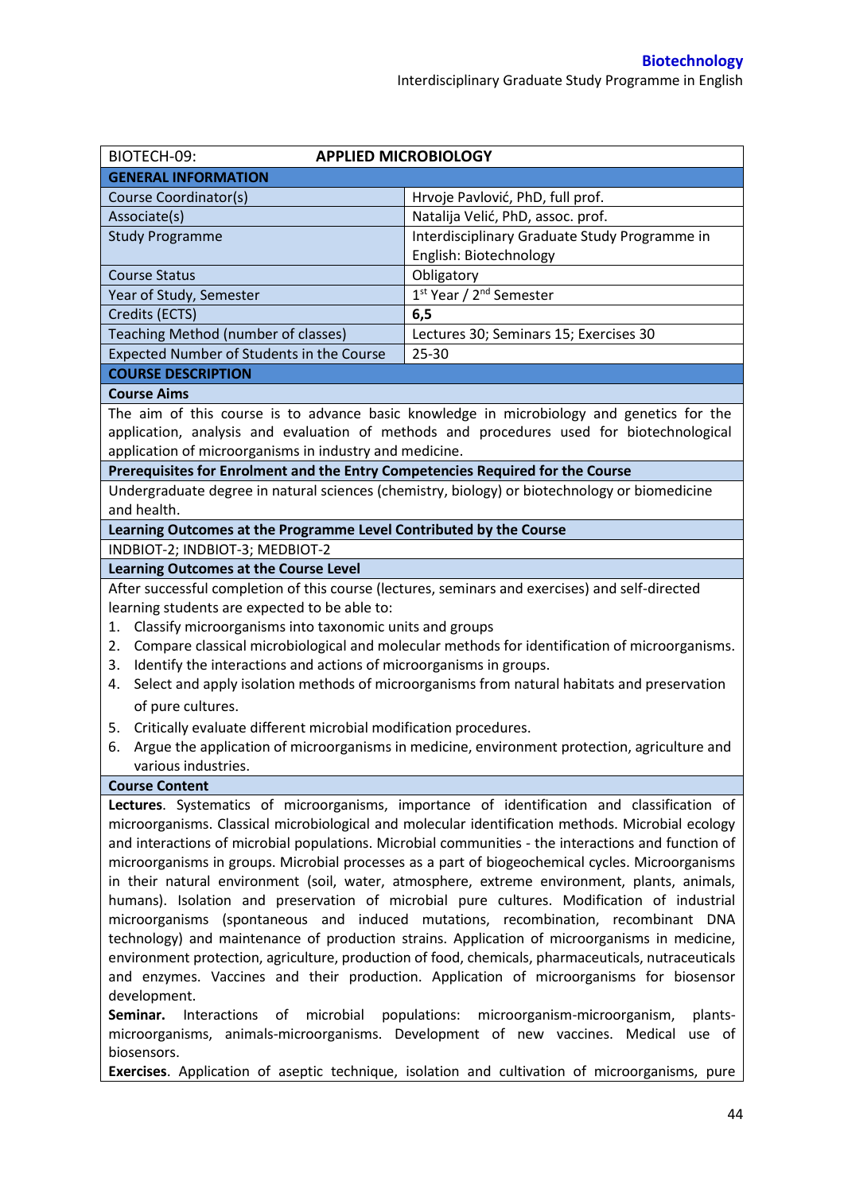| BIOTECH-09: | APPLIED MICROBIOLOGY |
|---|---|
| **GENERAL INFORMATION** | |
| Course Coordinator(s) | Hrvoje Pavlović, PhD, full prof. |
| Associate(s) | Natalija Velić, PhD, assoc. prof. |
| Study Programme | Interdisciplinary Graduate Study Programme in English: Biotechnology |
| Course Status | Obligatory |
| Year of Study, Semester | 1st Year / 2nd Semester |
| Credits (ECTS) | **6,5** |
| Teaching Method (number of classes) | Lectures 30; Seminars 15; Exercises 30 |
| Expected Number of Students in the Course | 25-30 |

**COURSE DESCRIPTION**

**Course Aims**

The aim of this course is to advance basic knowledge in microbiology and genetics for the application, analysis and evaluation of methods and procedures used for biotechnological application of microorganisms in industry and medicine.

**Prerequisites for Enrolment and the Entry Competencies Required for the Course**

Undergraduate degree in natural sciences (chemistry, biology) or biotechnology or biomedicine and health.

**Learning Outcomes at the Programme Level Contributed by the Course**

INDBIOT-2; INDBIOT-3; MEDBIOT-2

**Learning Outcomes at the Course Level**

After successful completion of this course (lectures, seminars and exercises) and self-directed learning students are expected to be able to:

1. Classify microorganisms into taxonomic units and groups
2. Compare classical microbiological and molecular methods for identification of microorganisms.
3. Identify the interactions and actions of microorganisms in groups.
4. Select and apply isolation methods of microorganisms from natural habitats and preservation of pure cultures.
5. Critically evaluate different microbial modification procedures.
6. Argue the application of microorganisms in medicine, environment protection, agriculture and various industries.

**Course Content**

**Lectures**. Systematics of microorganisms, importance of identification and classification of microorganisms. Classical microbiological and molecular identification methods. Microbial ecology and interactions of microbial populations. Microbial communities - the interactions and function of microorganisms in groups. Microbial processes as a part of biogeochemical cycles. Microorganisms in their natural environment (soil, water, atmosphere, extreme environment, plants, animals, humans). Isolation and preservation of microbial pure cultures. Modification of industrial microorganisms (spontaneous and induced mutations, recombination, recombinant DNA technology) and maintenance of production strains. Application of microorganisms in medicine, environment protection, agriculture, production of food, chemicals, pharmaceuticals, nutraceuticals and enzymes. Vaccines and their production. Application of microorganisms for biosensor development.

**Seminar.** Interactions of microbial populations: microorganism-microorganism, plants-microorganisms, animals-microorganisms. Development of new vaccines. Medical use of biosensors.

**Exercises**. Application of aseptic technique, isolation and cultivation of microorganisms, pure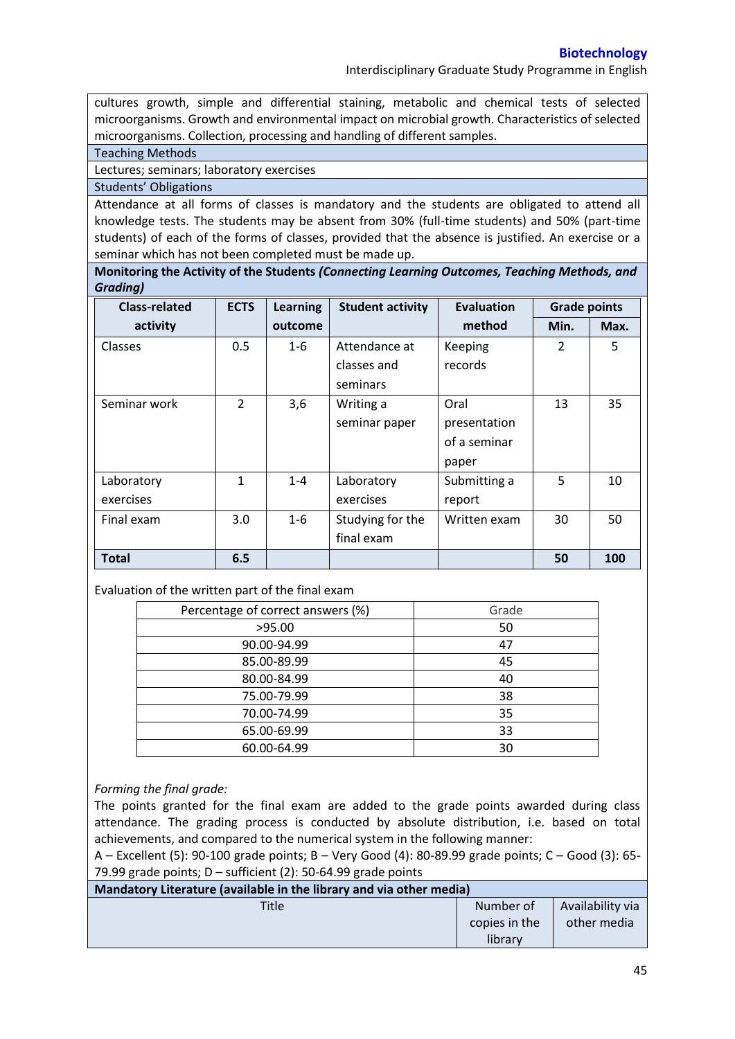cultures growth, simple and differential staining, metabolic and chemical tests of selected microorganisms. Growth and environmental impact on microbial growth. Characteristics of selected microorganisms. Collection, processing and handling of different samples.

**Teaching Methods**

Lectures; seminars; laboratory exercises

**Students' Obligations**

Attendance at all forms of classes is mandatory and the students are obligated to attend all knowledge tests. The students may be absent from 30% (full-time students) and 50% (part-time students) of each of the forms of classes, provided that the absence is justified. An exercise or a seminar which has not been completed must be made up.

**Monitoring the Activity of the Students *(Connecting Learning Outcomes, Teaching Methods, and Grading)***

| Class-related activity | ECTS | Learning outcome | Student activity | Evaluation method | Grade points | |
|---|---|---|---|---|---|---|
| | | | | | Min. | Max. |
| Classes | 0.5 | 1-6 | Attendance at classes and seminars | Keeping records | 2 | 5 |
| Seminar work | 2 | 3,6 | Writing a seminar paper | Oral presentation of a seminar paper | 13 | 35 |
| Laboratory exercises | 1 | 1-4 | Laboratory exercises | Submitting a report | 5 | 10 |
| Final exam | 3.0 | 1-6 | Studying for the final exam | Written exam | 30 | 50 |
| **Total** | **6.5** | | | | **50** | **100** |

Evaluation of the written part of the final exam

| Percentage of correct answers (%) | Grade |
|---|---|
| >95.00 | 50 |
| 90.00-94.99 | 47 |
| 85.00-89.99 | 45 |
| 80.00-84.99 | 40 |
| 75.00-79.99 | 38 |
| 70.00-74.99 | 35 |
| 65.00-69.99 | 33 |
| 60.00-64.99 | 30 |

*Forming the final grade:*

The points granted for the final exam are added to the grade points awarded during class attendance. The grading process is conducted by absolute distribution, i.e. based on total achievements, and compared to the numerical system in the following manner:

A – Excellent (5): 90-100 grade points; B – Very Good (4): 80-89.99 grade points; C – Good (3): 65-79.99 grade points; D – sufficient (2): 50-64.99 grade points

**Mandatory Literature (available in the library and via other media)**

| Title | Number of copies in the library | Availability via other media |
|---|---|---|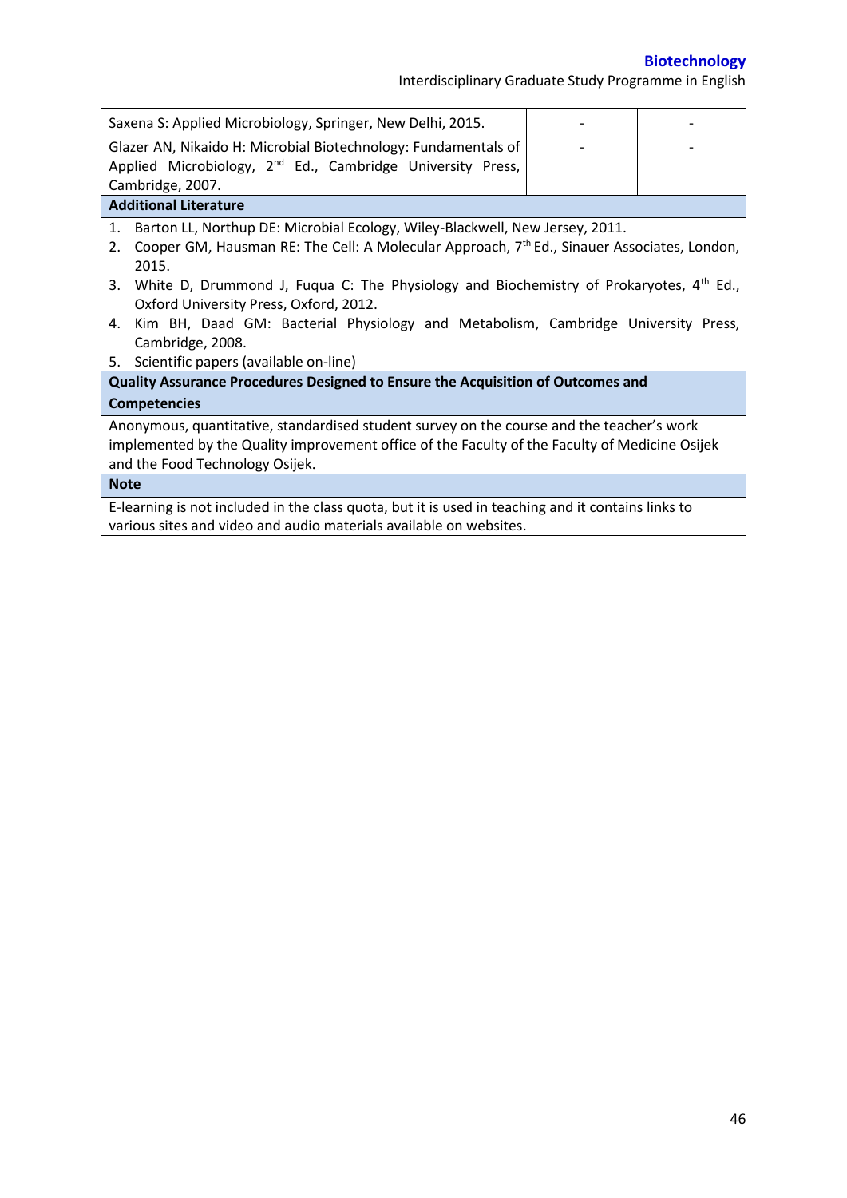| | | |
|---|---|---|
| Saxena S: Applied Microbiology, Springer, New Delhi, 2015. | - | - |
| Glazer AN, Nikaido H: Microbial Biotechnology: Fundamentals of Applied Microbiology, 2nd Ed., Cambridge University Press, Cambridge, 2007. | - | - |

**Additional Literature**

1. Barton LL, Northup DE: Microbial Ecology, Wiley-Blackwell, New Jersey, 2011.
2. Cooper GM, Hausman RE: The Cell: A Molecular Approach, 7th Ed., Sinauer Associates, London, 2015.
3. White D, Drummond J, Fuqua C: The Physiology and Biochemistry of Prokaryotes, 4th Ed., Oxford University Press, Oxford, 2012.
4. Kim BH, Daad GM: Bacterial Physiology and Metabolism, Cambridge University Press, Cambridge, 2008.
5. Scientific papers (available on-line)

**Quality Assurance Procedures Designed to Ensure the Acquisition of Outcomes and Competencies**

Anonymous, quantitative, standardised student survey on the course and the teacher's work implemented by the Quality improvement office of the Faculty of the Faculty of Medicine Osijek and the Food Technology Osijek.

**Note**

E-learning is not included in the class quota, but it is used in teaching and it contains links to various sites and video and audio materials available on websites.